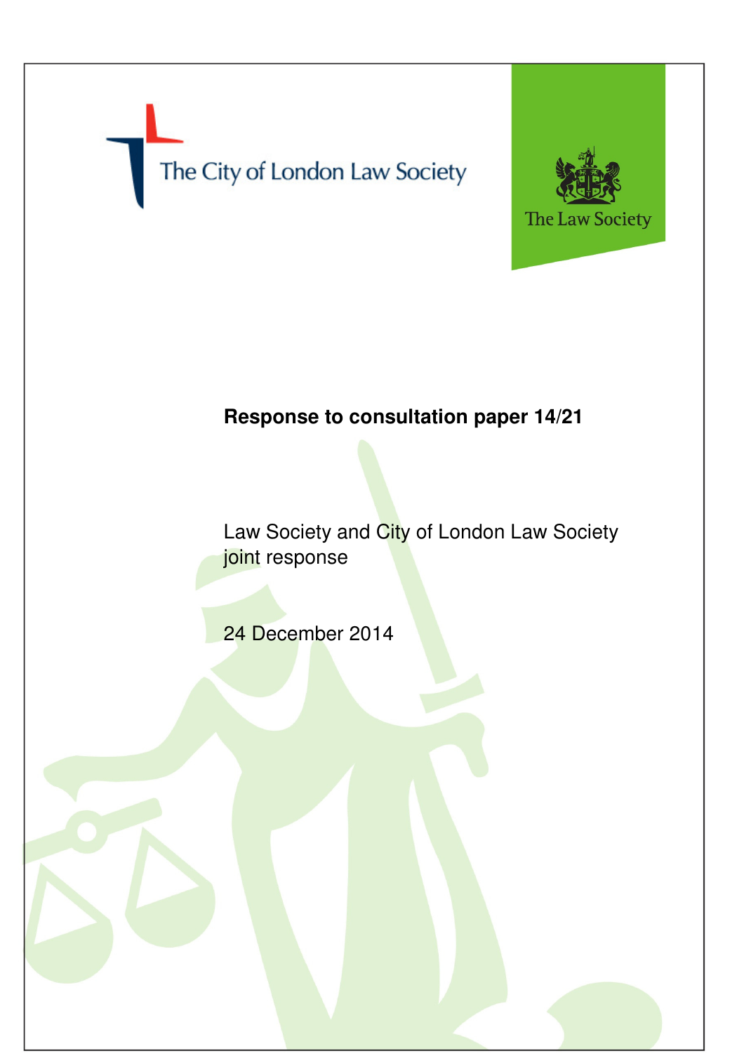The City of London Law Society

The Law Society

# Response to consultation paper 14/21

Law Society and City of London Law Society joint response

24 December 2014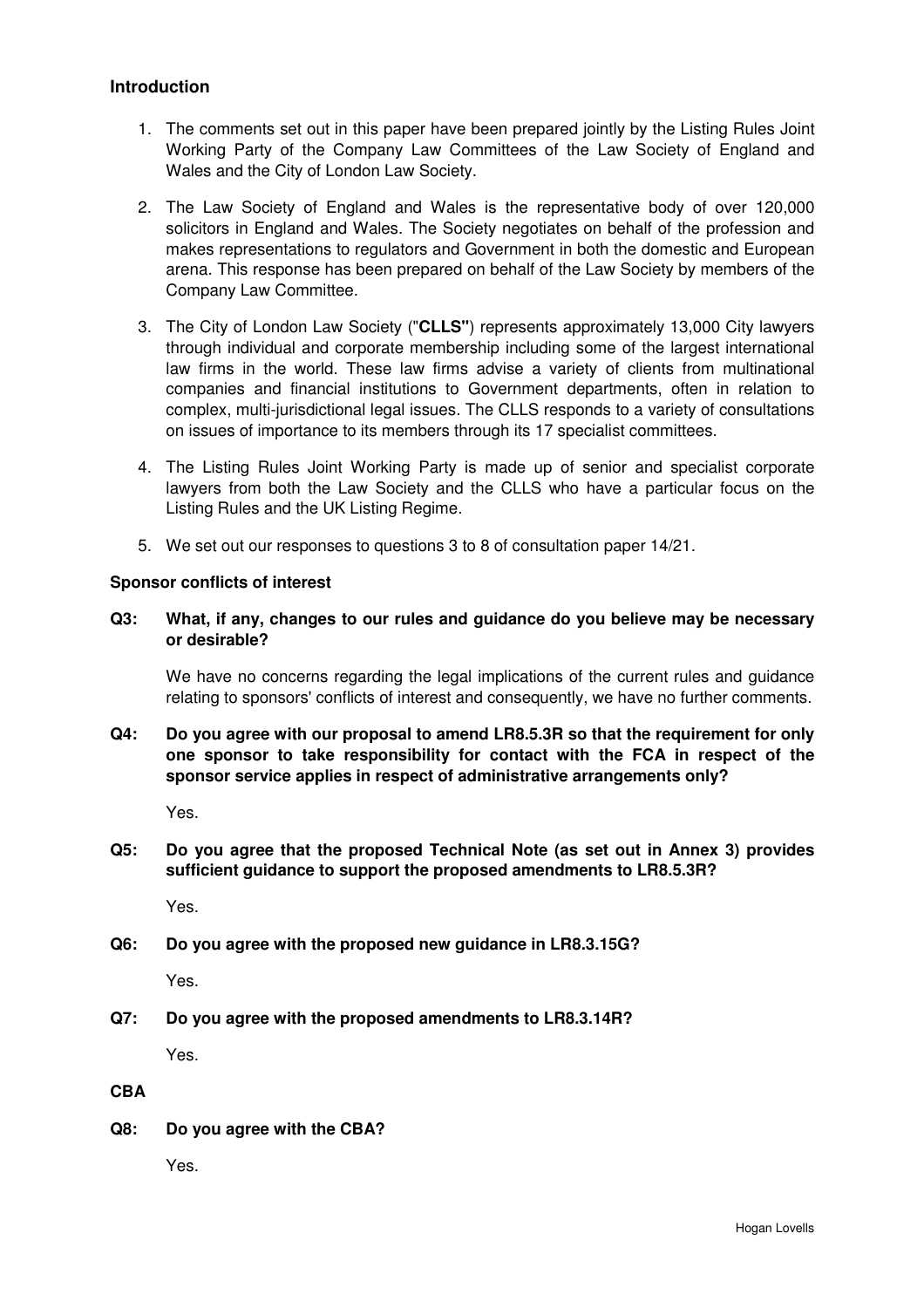## Introduction

1. The comments set out in this paper have been prepared jointly by the Listing Rules Joint Working Party of the Company Law Committees of the Law Society of England and Wales and the City of London Law Society.

2. The Law Society of England and Wales is the representative body of over 120,000 solicitors in England and Wales. The Society negotiates on behalf of the profession and makes representations to regulators and Government in both the domestic and European arena. This response has been prepared on behalf of the Law Society by members of the Company Law Committee.

3. The City of London Law Society ("**CLLS**") represents approximately 13,000 City lawyers through individual and corporate membership including some of the largest international law firms in the world. These law firms advise a variety of clients from multinational companies and financial institutions to Government departments, often in relation to complex, multi-jurisdictional legal issues. The CLLS responds to a variety of consultations on issues of importance to its members through its 17 specialist committees.

4. The Listing Rules Joint Working Party is made up of senior and specialist corporate lawyers from both the Law Society and the CLLS who have a particular focus on the Listing Rules and the UK Listing Regime.

5. We set out our responses to questions 3 to 8 of consultation paper 14/21.

## Sponsor conflicts of interest

**Q3: What, if any, changes to our rules and guidance do you believe may be necessary or desirable?**

We have no concerns regarding the legal implications of the current rules and guidance relating to sponsors' conflicts of interest and consequently, we have no further comments.

**Q4: Do you agree with our proposal to amend LR8.5.3R so that the requirement for only one sponsor to take responsibility for contact with the FCA in respect of the sponsor service applies in respect of administrative arrangements only?**

Yes.

**Q5: Do you agree that the proposed Technical Note (as set out in Annex 3) provides sufficient guidance to support the proposed amendments to LR8.5.3R?**

Yes.

**Q6: Do you agree with the proposed new guidance in LR8.3.15G?**

Yes.

**Q7: Do you agree with the proposed amendments to LR8.3.14R?**

Yes.

## CBA

**Q8: Do you agree with the CBA?**

Yes.

Hogan Lovells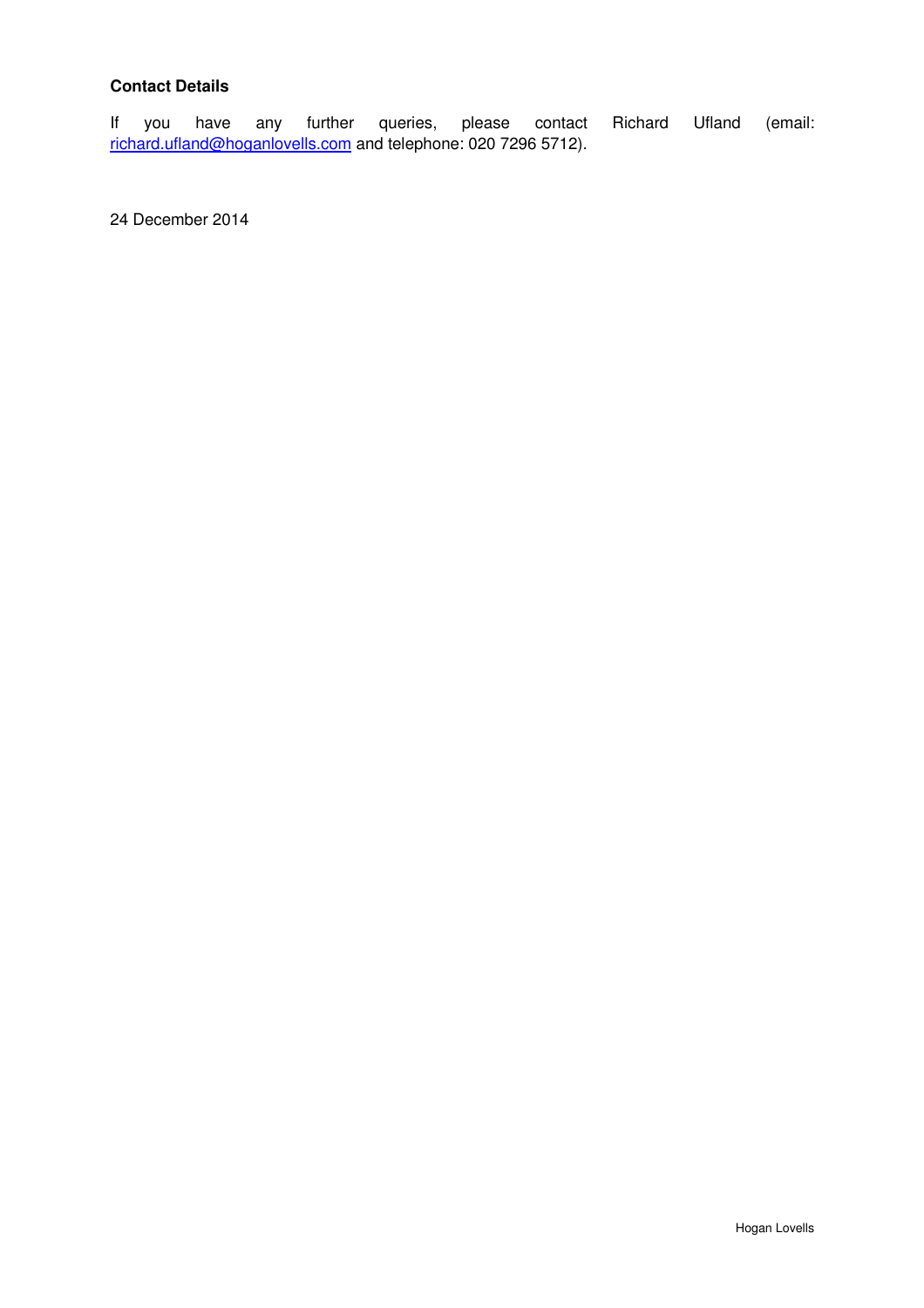**Contact Details**

If you have any further queries, please contact Richard Ufland (email: richard.ufland@hoganlovells.com and telephone: 020 7296 5712).

24 December 2014